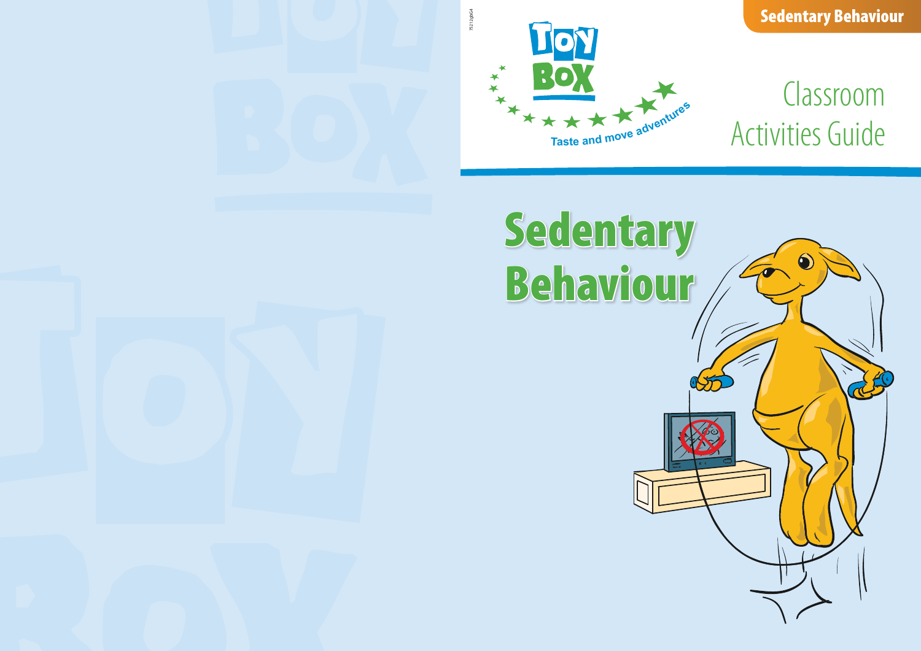Sedentary Behaviour

ToyBox

Taste and move adventures

# Classroom Activities Guide

# Sedentary Behaviour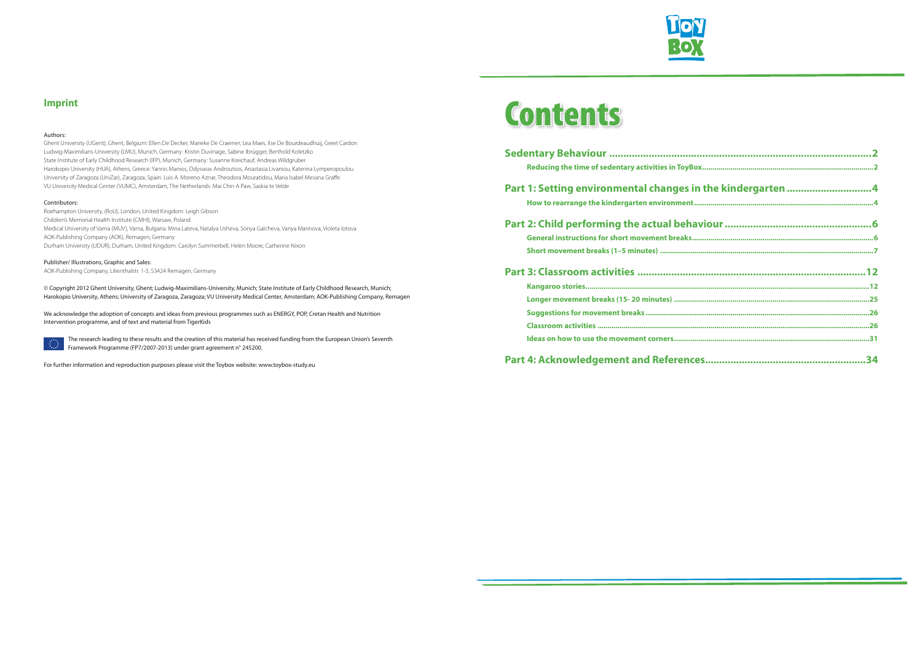## Imprint

Authors:

Ghent University (UGent), Ghent, Belgium: Ellen De Decker, Marieke De Craemer, Lea Maes, Ilse De Bourdeaudhuij, Greet Cardon
Ludwig-Maximilians-University (LMU), Munich, Germany: Kristin Duvinage, Sabine Ibrügger, Berthold Koletzko
State Institute of Early Childhood Research (IFP), Munich, Germany: Susanne Kreichauf, Andreas Wildgruber
Harokopio University (HUA), Athens, Greece: Yannis Manios, Odysseas Androutsos, Anastasia Livaniou, Katerina Lymperopoulou
University of Zaragoza (UniZar), Zaragoza, Spain: Luis A. Moreno Aznar, Theodora Mouratidou, Maria Isabel Mesana Graffe
VU University Medical Center (VUMC), Amsterdam, The Netherlands: Mai Chin A Paw, Saskia te Velde

Contributors:

Roehampton University, (RoU), London, United Kingdom: Leigh Gibson
Children's Memorial Health Institute (CMHI), Warsaw, Poland
Medical University of Varna (MUV), Varna, Bulgaria: Mina Lateva, Natalya Usheva, Sonya Galcheva, Vanya Marinova, Violeta Iotova
AOK-Publishing Company (AOK), Remagen, Germany
Durham University (UDUR), Durham, United Kingdom: Carolyn Summerbell, Helen Moore, Catherine Nixon

Publisher/ Illustrations, Graphic and Sales:
AOK-Publishing Company, Lilienthalstr. 1-3, 53424 Remagen, Germany

© Copyright 2012 Ghent University, Ghent; Ludwig-Maximilians-University, Munich; State Institute of Early Childhood Research, Munich; Harokopio University, Athens; University of Zaragoza, Zaragoza; VU University Medical Center, Amsterdam; AOK-Publishing Company, Remagen

We acknowledge the adoption of concepts and ideas from previous programmes such as ENERGY, POP, Cretan Health and Nutrition Intervention programme, and of text and material from TigerKids

The research leading to these results and the creation of this material has received funding from the European Union's Seventh Framework Programme (FP7/2007-2013) under grant agreement n° 245200.

For further information and reproduction purposes please visit the Toybox website: www.toybox-study.eu

# Contents

**Sedentary Behaviour ........................................................ 2**
- Reducing the time of sedentary activities in ToyBox ........................ 2

**Part 1: Setting environmental changes in the kindergarten ........................ 4**
- How to rearrange the kindergarten environment ........................ 4

**Part 2: Child performing the actual behaviour ........................ 6**
- General instructions for short movement breaks ........................ 6
- Short movement breaks (1–5 minutes) ........................ 7

**Part 3: Classroom activities ........................ 12**
- Kangaroo stories ........................ 12
- Longer movement breaks (15- 20 minutes) ........................ 25
- Suggestions for movement breaks ........................ 26
- Classroom activities ........................ 26
- Ideas on how to use the movement corners ........................ 31

**Part 4: Acknowledgement and References ........................ 34**